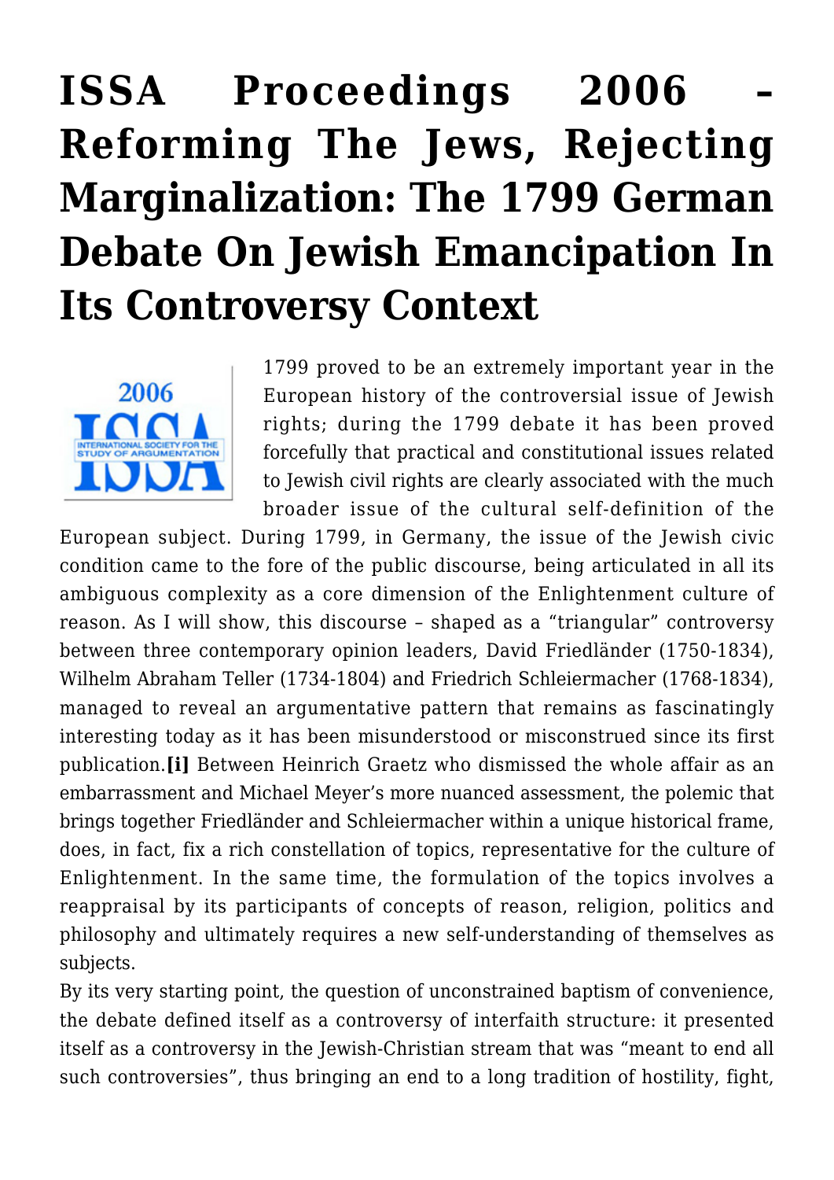# ISSA Proceedings 2006 – Reforming The Jews, Rejecting Marginalization: The 1799 German Debate On Jewish Emancipation In Its Controversy Context

1799 proved to be an extremely important year in the European history of the controversial issue of Jewish rights; during the 1799 debate it has been proved forcefully that practical and constitutional issues related to Jewish civil rights are clearly associated with the much broader issue of the cultural self-definition of the European subject. During 1799, in Germany, the issue of the Jewish civic condition came to the fore of the public discourse, being articulated in all its ambiguous complexity as a core dimension of the Enlightenment culture of reason. As I will show, this discourse – shaped as a "triangular" controversy between three contemporary opinion leaders, David Friedländer (1750-1834), Wilhelm Abraham Teller (1734-1804) and Friedrich Schleiermacher (1768-1834), managed to reveal an argumentative pattern that remains as fascinatingly interesting today as it has been misunderstood or misconstrued since its first publication.**[i]** Between Heinrich Graetz who dismissed the whole affair as an embarrassment and Michael Meyer's more nuanced assessment, the polemic that brings together Friedländer and Schleiermacher within a unique historical frame, does, in fact, fix a rich constellation of topics, representative for the culture of Enlightenment. In the same time, the formulation of the topics involves a reappraisal by its participants of concepts of reason, religion, politics and philosophy and ultimately requires a new self-understanding of themselves as subjects.

By its very starting point, the question of unconstrained baptism of convenience, the debate defined itself as a controversy of interfaith structure: it presented itself as a controversy in the Jewish-Christian stream that was "meant to end all such controversies", thus bringing an end to a long tradition of hostility, fight,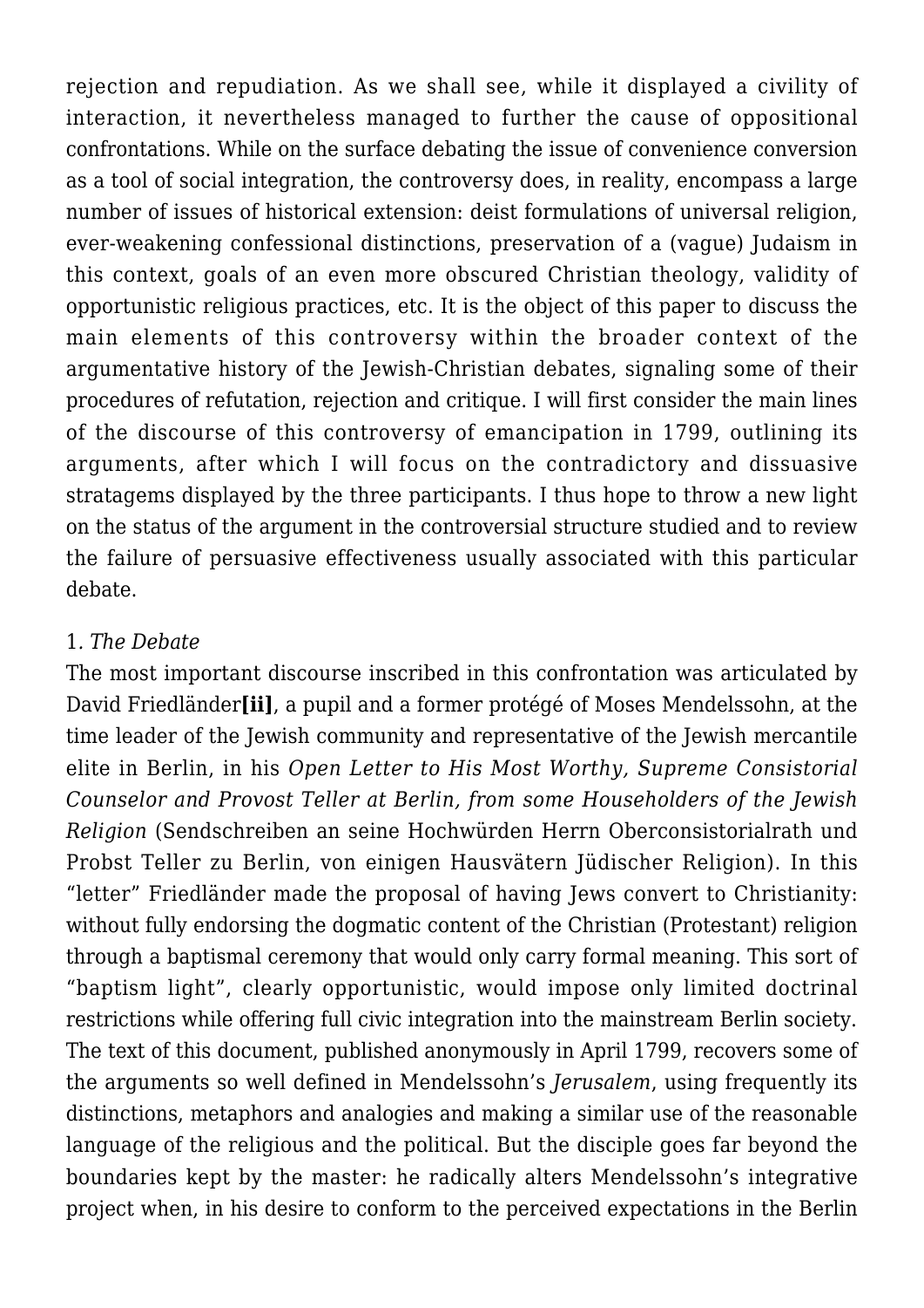rejection and repudiation. As we shall see, while it displayed a civility of interaction, it nevertheless managed to further the cause of oppositional confrontations. While on the surface debating the issue of convenience conversion as a tool of social integration, the controversy does, in reality, encompass a large number of issues of historical extension: deist formulations of universal religion, ever-weakening confessional distinctions, preservation of a (vague) Judaism in this context, goals of an even more obscured Christian theology, validity of opportunistic religious practices, etc. It is the object of this paper to discuss the main elements of this controversy within the broader context of the argumentative history of the Jewish-Christian debates, signaling some of their procedures of refutation, rejection and critique. I will first consider the main lines of the discourse of this controversy of emancipation in 1799, outlining its arguments, after which I will focus on the contradictory and dissuasive stratagems displayed by the three participants. I thus hope to throw a new light on the status of the argument in the controversial structure studied and to review the failure of persuasive effectiveness usually associated with this particular debate.

1*. The Debate*

The most important discourse inscribed in this confrontation was articulated by David Friedländer**[ii]**, a pupil and a former protégé of Moses Mendelssohn, at the time leader of the Jewish community and representative of the Jewish mercantile elite in Berlin, in his *Open Letter to His Most Worthy, Supreme Consistorial Counselor and Provost Teller at Berlin, from some Householders of the Jewish Religion* (Sendschreiben an seine Hochwürden Herrn Oberconsistorialrath und Probst Teller zu Berlin, von einigen Hausvätern Jüdischer Religion). In this "letter" Friedländer made the proposal of having Jews convert to Christianity: without fully endorsing the dogmatic content of the Christian (Protestant) religion through a baptismal ceremony that would only carry formal meaning. This sort of "baptism light", clearly opportunistic, would impose only limited doctrinal restrictions while offering full civic integration into the mainstream Berlin society. The text of this document, published anonymously in April 1799, recovers some of the arguments so well defined in Mendelssohn's *Jerusalem*, using frequently its distinctions, metaphors and analogies and making a similar use of the reasonable language of the religious and the political. But the disciple goes far beyond the boundaries kept by the master: he radically alters Mendelssohn's integrative project when, in his desire to conform to the perceived expectations in the Berlin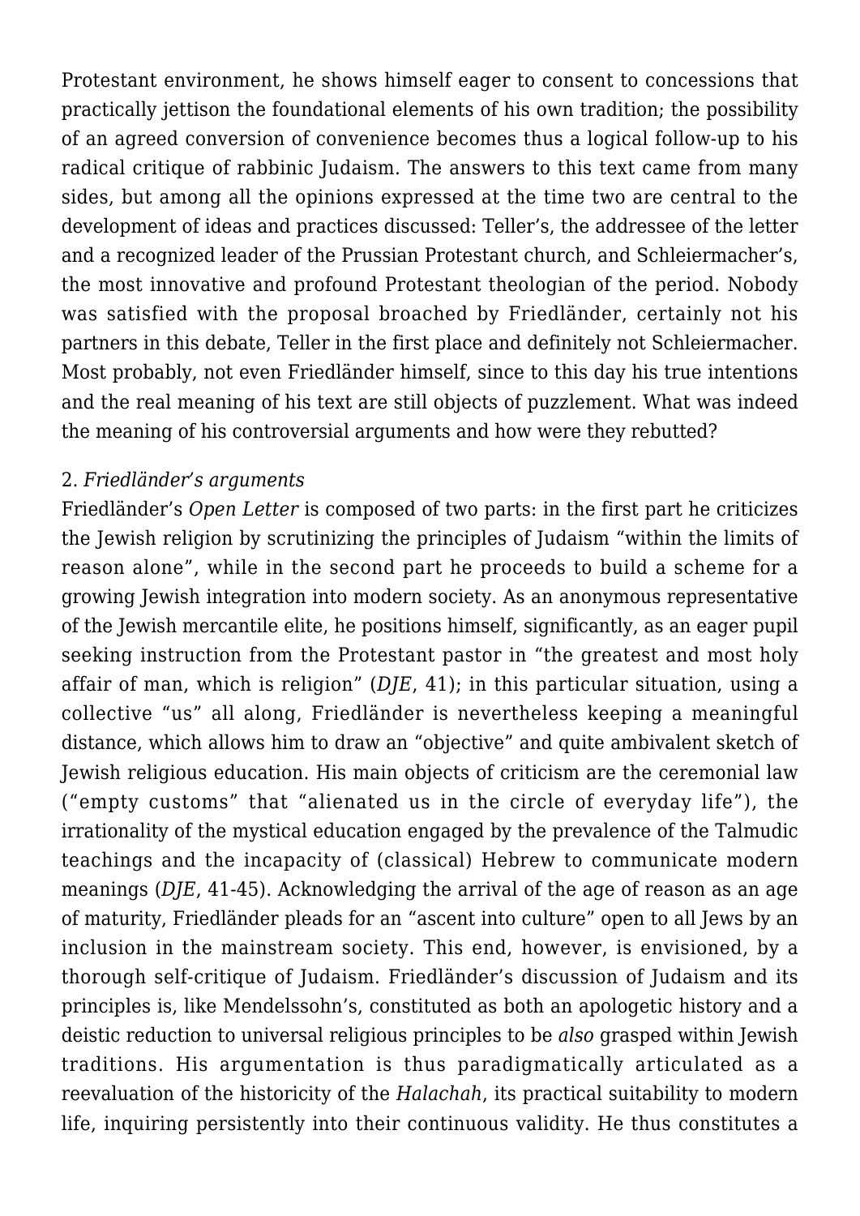Protestant environment, he shows himself eager to consent to concessions that practically jettison the foundational elements of his own tradition; the possibility of an agreed conversion of convenience becomes thus a logical follow-up to his radical critique of rabbinic Judaism. The answers to this text came from many sides, but among all the opinions expressed at the time two are central to the development of ideas and practices discussed: Teller's, the addressee of the letter and a recognized leader of the Prussian Protestant church, and Schleiermacher's, the most innovative and profound Protestant theologian of the period. Nobody was satisfied with the proposal broached by Friedländer, certainly not his partners in this debate, Teller in the first place and definitely not Schleiermacher. Most probably, not even Friedländer himself, since to this day his true intentions and the real meaning of his text are still objects of puzzlement. What was indeed the meaning of his controversial arguments and how were they rebutted?

2. *Friedländer's arguments*

Friedländer's *Open Letter* is composed of two parts: in the first part he criticizes the Jewish religion by scrutinizing the principles of Judaism "within the limits of reason alone", while in the second part he proceeds to build a scheme for a growing Jewish integration into modern society. As an anonymous representative of the Jewish mercantile elite, he positions himself, significantly, as an eager pupil seeking instruction from the Protestant pastor in "the greatest and most holy affair of man, which is religion" (*DJE*, 41); in this particular situation, using a collective "us" all along, Friedländer is nevertheless keeping a meaningful distance, which allows him to draw an "objective" and quite ambivalent sketch of Jewish religious education. His main objects of criticism are the ceremonial law ("empty customs" that "alienated us in the circle of everyday life"), the irrationality of the mystical education engaged by the prevalence of the Talmudic teachings and the incapacity of (classical) Hebrew to communicate modern meanings (*DJE*, 41-45). Acknowledging the arrival of the age of reason as an age of maturity, Friedländer pleads for an "ascent into culture" open to all Jews by an inclusion in the mainstream society. This end, however, is envisioned, by a thorough self-critique of Judaism. Friedländer's discussion of Judaism and its principles is, like Mendelssohn's, constituted as both an apologetic history and a deistic reduction to universal religious principles to be *also* grasped within Jewish traditions. His argumentation is thus paradigmatically articulated as a reevaluation of the historicity of the *Halachah*, its practical suitability to modern life, inquiring persistently into their continuous validity. He thus constitutes a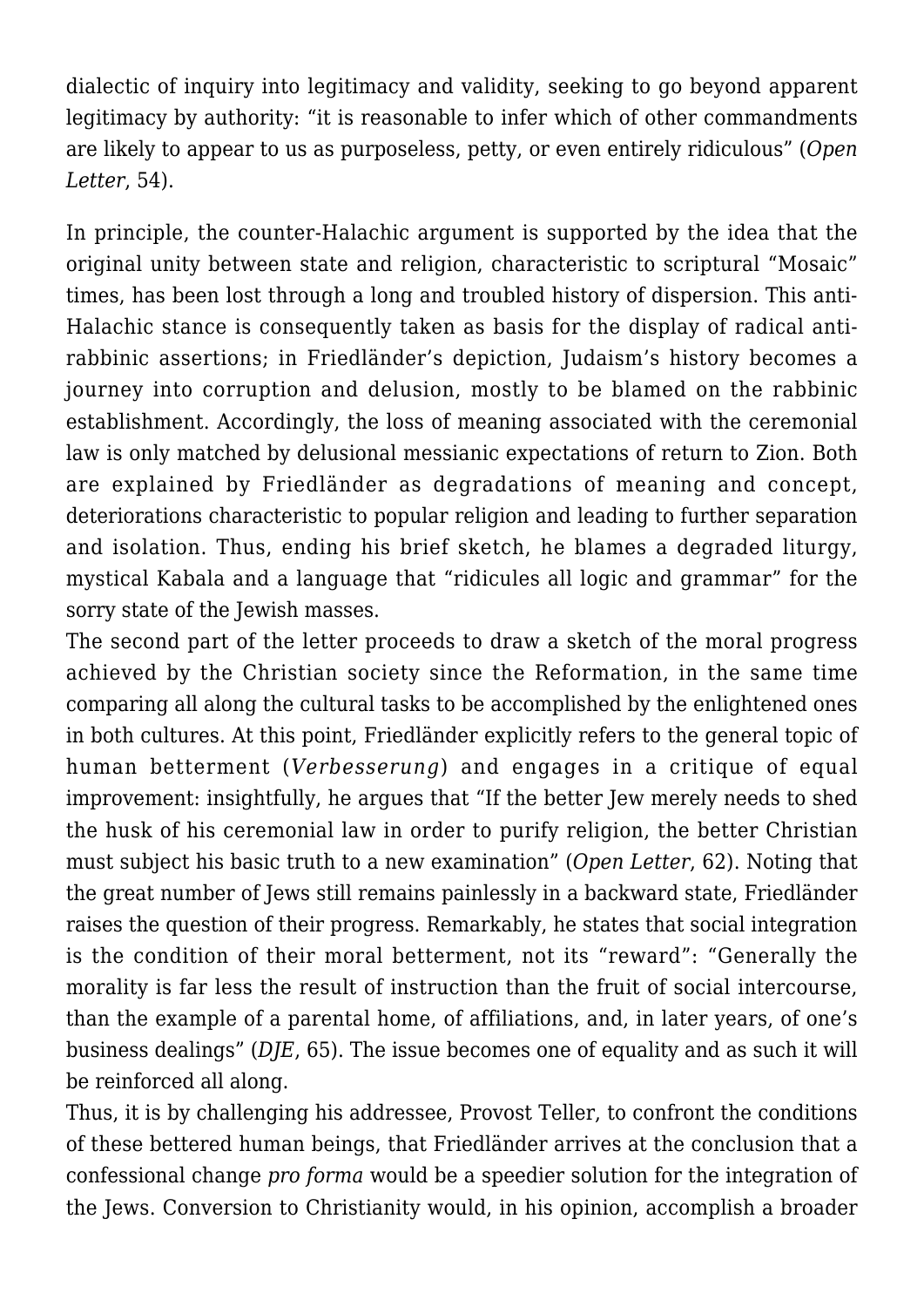dialectic of inquiry into legitimacy and validity, seeking to go beyond apparent legitimacy by authority: "it is reasonable to infer which of other commandments are likely to appear to us as purposeless, petty, or even entirely ridiculous" (*Open Letter*, 54).

In principle, the counter-Halachic argument is supported by the idea that the original unity between state and religion, characteristic to scriptural "Mosaic" times, has been lost through a long and troubled history of dispersion. This anti-Halachic stance is consequently taken as basis for the display of radical anti-rabbinic assertions; in Friedländer's depiction, Judaism's history becomes a journey into corruption and delusion, mostly to be blamed on the rabbinic establishment. Accordingly, the loss of meaning associated with the ceremonial law is only matched by delusional messianic expectations of return to Zion. Both are explained by Friedländer as degradations of meaning and concept, deteriorations characteristic to popular religion and leading to further separation and isolation. Thus, ending his brief sketch, he blames a degraded liturgy, mystical Kabala and a language that "ridicules all logic and grammar" for the sorry state of the Jewish masses.

The second part of the letter proceeds to draw a sketch of the moral progress achieved by the Christian society since the Reformation, in the same time comparing all along the cultural tasks to be accomplished by the enlightened ones in both cultures. At this point, Friedländer explicitly refers to the general topic of human betterment (*Verbesserung*) and engages in a critique of equal improvement: insightfully, he argues that "If the better Jew merely needs to shed the husk of his ceremonial law in order to purify religion, the better Christian must subject his basic truth to a new examination" (*Open Letter*, 62). Noting that the great number of Jews still remains painlessly in a backward state, Friedländer raises the question of their progress. Remarkably, he states that social integration is the condition of their moral betterment, not its "reward": "Generally the morality is far less the result of instruction than the fruit of social intercourse, than the example of a parental home, of affiliations, and, in later years, of one's business dealings" (*DJE*, 65). The issue becomes one of equality and as such it will be reinforced all along.

Thus, it is by challenging his addressee, Provost Teller, to confront the conditions of these bettered human beings, that Friedländer arrives at the conclusion that a confessional change *pro forma* would be a speedier solution for the integration of the Jews. Conversion to Christianity would, in his opinion, accomplish a broader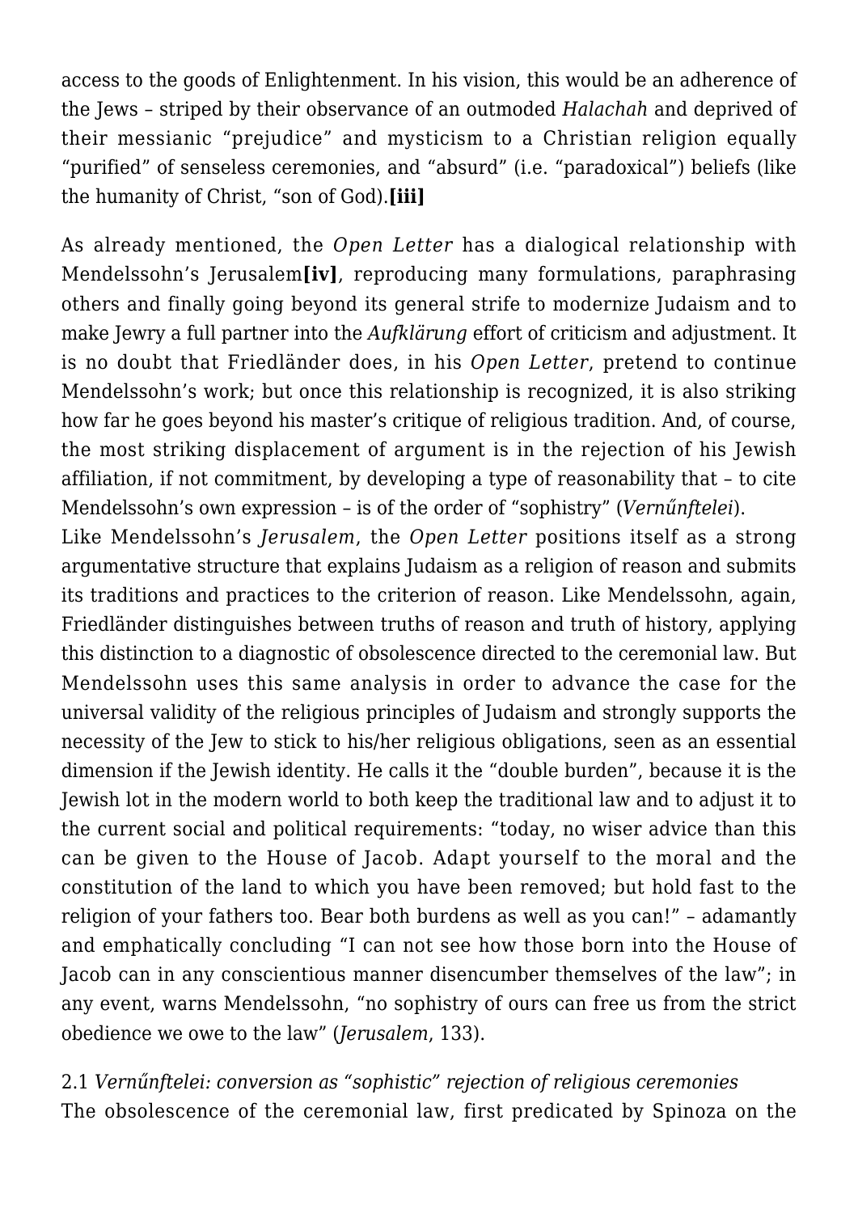access to the goods of Enlightenment. In his vision, this would be an adherence of the Jews – striped by their observance of an outmoded *Halachah* and deprived of their messianic "prejudice" and mysticism to a Christian religion equally "purified" of senseless ceremonies, and "absurd" (i.e. "paradoxical") beliefs (like the humanity of Christ, "son of God).**[iii]**

As already mentioned, the *Open Letter* has a dialogical relationship with Mendelssohn's Jerusalem**[iv]**, reproducing many formulations, paraphrasing others and finally going beyond its general strife to modernize Judaism and to make Jewry a full partner into the *Aufklärung* effort of criticism and adjustment. It is no doubt that Friedländer does, in his *Open Letter*, pretend to continue Mendelssohn's work; but once this relationship is recognized, it is also striking how far he goes beyond his master's critique of religious tradition. And, of course, the most striking displacement of argument is in the rejection of his Jewish affiliation, if not commitment, by developing a type of reasonability that – to cite Mendelssohn's own expression – is of the order of "sophistry" (*Vernűnftelei*).

Like Mendelssohn's *Jerusalem*, the *Open Letter* positions itself as a strong argumentative structure that explains Judaism as a religion of reason and submits its traditions and practices to the criterion of reason. Like Mendelssohn, again, Friedländer distinguishes between truths of reason and truth of history, applying this distinction to a diagnostic of obsolescence directed to the ceremonial law. But Mendelssohn uses this same analysis in order to advance the case for the universal validity of the religious principles of Judaism and strongly supports the necessity of the Jew to stick to his/her religious obligations, seen as an essential dimension if the Jewish identity. He calls it the "double burden", because it is the Jewish lot in the modern world to both keep the traditional law and to adjust it to the current social and political requirements: "today, no wiser advice than this can be given to the House of Jacob. Adapt yourself to the moral and the constitution of the land to which you have been removed; but hold fast to the religion of your fathers too. Bear both burdens as well as you can!" – adamantly and emphatically concluding "I can not see how those born into the House of Jacob can in any conscientious manner disencumber themselves of the law"; in any event, warns Mendelssohn, "no sophistry of ours can free us from the strict obedience we owe to the law" (*Jerusalem*, 133).

### 2.1 *Vernűnftelei: conversion as "sophistic" rejection of religious ceremonies*

The obsolescence of the ceremonial law, first predicated by Spinoza on the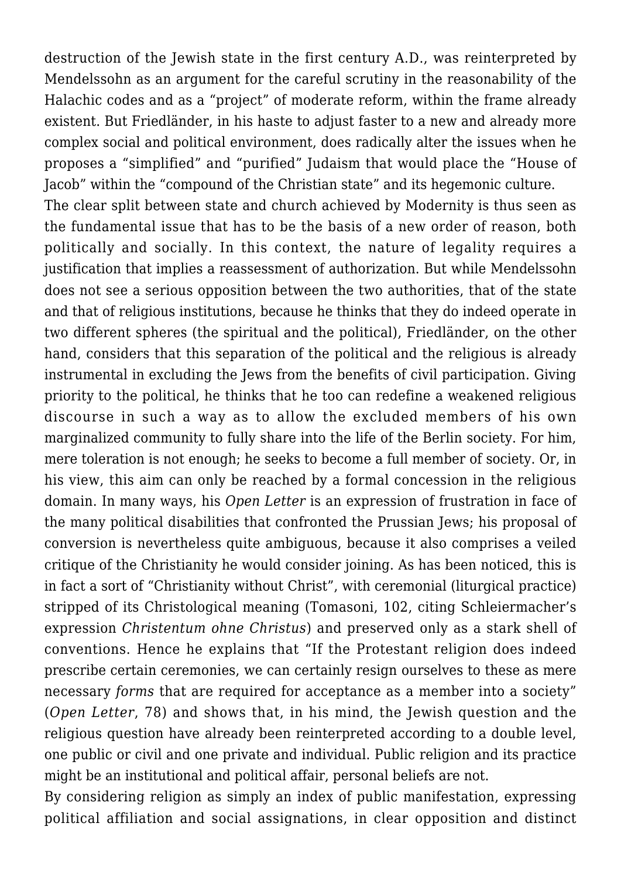destruction of the Jewish state in the first century A.D., was reinterpreted by Mendelssohn as an argument for the careful scrutiny in the reasonability of the Halachic codes and as a "project" of moderate reform, within the frame already existent. But Friedländer, in his haste to adjust faster to a new and already more complex social and political environment, does radically alter the issues when he proposes a "simplified" and "purified" Judaism that would place the "House of Jacob" within the "compound of the Christian state" and its hegemonic culture.

The clear split between state and church achieved by Modernity is thus seen as the fundamental issue that has to be the basis of a new order of reason, both politically and socially. In this context, the nature of legality requires a justification that implies a reassessment of authorization. But while Mendelssohn does not see a serious opposition between the two authorities, that of the state and that of religious institutions, because he thinks that they do indeed operate in two different spheres (the spiritual and the political), Friedländer, on the other hand, considers that this separation of the political and the religious is already instrumental in excluding the Jews from the benefits of civil participation. Giving priority to the political, he thinks that he too can redefine a weakened religious discourse in such a way as to allow the excluded members of his own marginalized community to fully share into the life of the Berlin society. For him, mere toleration is not enough; he seeks to become a full member of society. Or, in his view, this aim can only be reached by a formal concession in the religious domain. In many ways, his *Open Letter* is an expression of frustration in face of the many political disabilities that confronted the Prussian Jews; his proposal of conversion is nevertheless quite ambiguous, because it also comprises a veiled critique of the Christianity he would consider joining. As has been noticed, this is in fact a sort of "Christianity without Christ", with ceremonial (liturgical practice) stripped of its Christological meaning (Tomasoni, 102, citing Schleiermacher's expression *Christentum ohne Christus*) and preserved only as a stark shell of conventions. Hence he explains that "If the Protestant religion does indeed prescribe certain ceremonies, we can certainly resign ourselves to these as mere necessary *forms* that are required for acceptance as a member into a society" (*Open Letter*, 78) and shows that, in his mind, the Jewish question and the religious question have already been reinterpreted according to a double level, one public or civil and one private and individual. Public religion and its practice might be an institutional and political affair, personal beliefs are not.

By considering religion as simply an index of public manifestation, expressing political affiliation and social assignations, in clear opposition and distinct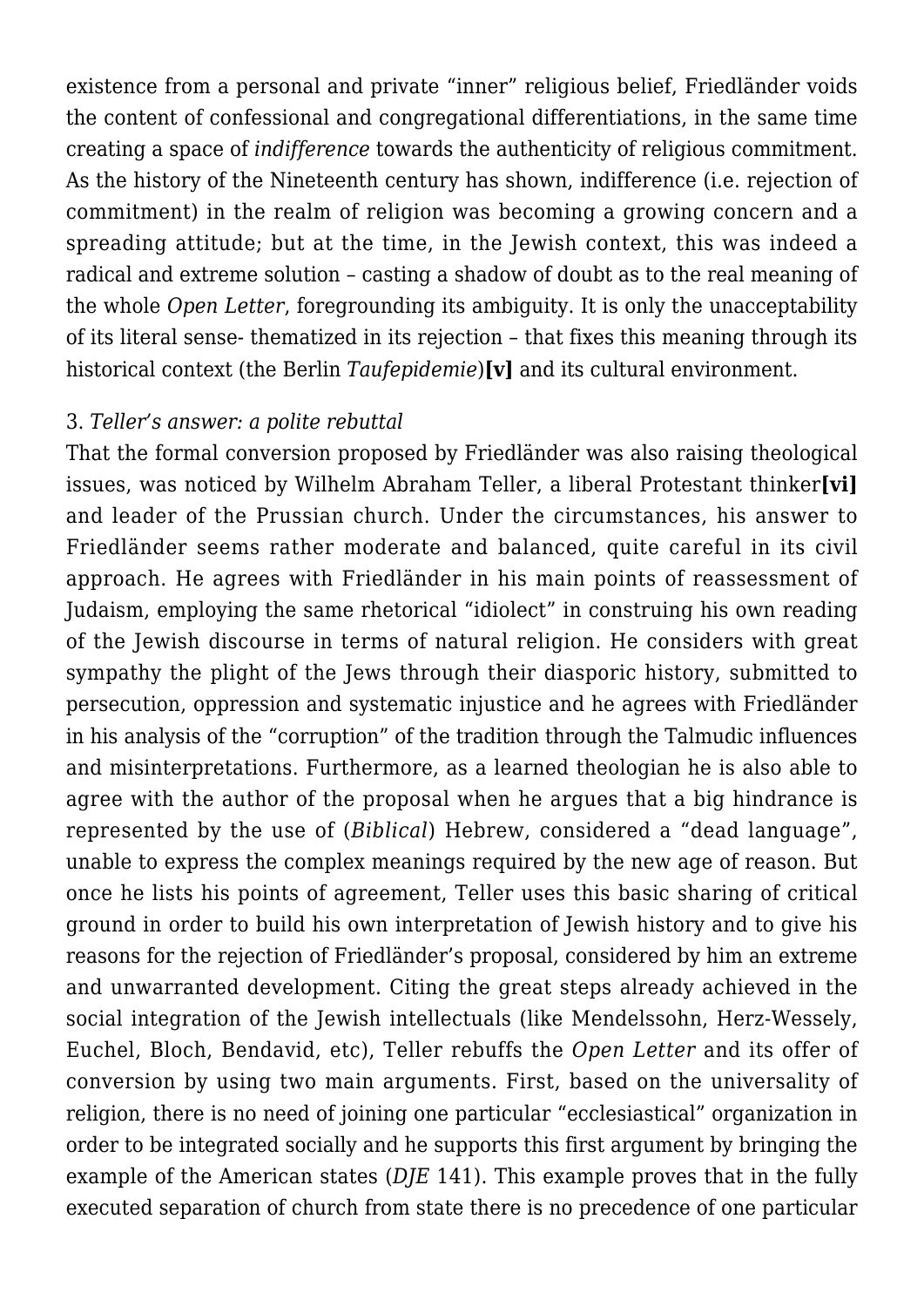existence from a personal and private "inner" religious belief, Friedländer voids the content of confessional and congregational differentiations, in the same time creating a space of *indifference* towards the authenticity of religious commitment. As the history of the Nineteenth century has shown, indifference (i.e. rejection of commitment) in the realm of religion was becoming a growing concern and a spreading attitude; but at the time, in the Jewish context, this was indeed a radical and extreme solution – casting a shadow of doubt as to the real meaning of the whole *Open Letter*, foregrounding its ambiguity. It is only the unacceptability of its literal sense- thematized in its rejection – that fixes this meaning through its historical context (the Berlin *Taufepidemie*)**[v]** and its cultural environment.

3. *Teller's answer: a polite rebuttal*

That the formal conversion proposed by Friedländer was also raising theological issues, was noticed by Wilhelm Abraham Teller, a liberal Protestant thinker**[vi]** and leader of the Prussian church. Under the circumstances, his answer to Friedländer seems rather moderate and balanced, quite careful in its civil approach. He agrees with Friedländer in his main points of reassessment of Judaism, employing the same rhetorical "idiolect" in construing his own reading of the Jewish discourse in terms of natural religion. He considers with great sympathy the plight of the Jews through their diasporic history, submitted to persecution, oppression and systematic injustice and he agrees with Friedländer in his analysis of the "corruption" of the tradition through the Talmudic influences and misinterpretations. Furthermore, as a learned theologian he is also able to agree with the author of the proposal when he argues that a big hindrance is represented by the use of (*Biblical*) Hebrew, considered a "dead language", unable to express the complex meanings required by the new age of reason. But once he lists his points of agreement, Teller uses this basic sharing of critical ground in order to build his own interpretation of Jewish history and to give his reasons for the rejection of Friedländer's proposal, considered by him an extreme and unwarranted development. Citing the great steps already achieved in the social integration of the Jewish intellectuals (like Mendelssohn, Herz-Wessely, Euchel, Bloch, Bendavid, etc), Teller rebuffs the *Open Letter* and its offer of conversion by using two main arguments. First, based on the universality of religion, there is no need of joining one particular "ecclesiastical" organization in order to be integrated socially and he supports this first argument by bringing the example of the American states (*DJE* 141). This example proves that in the fully executed separation of church from state there is no precedence of one particular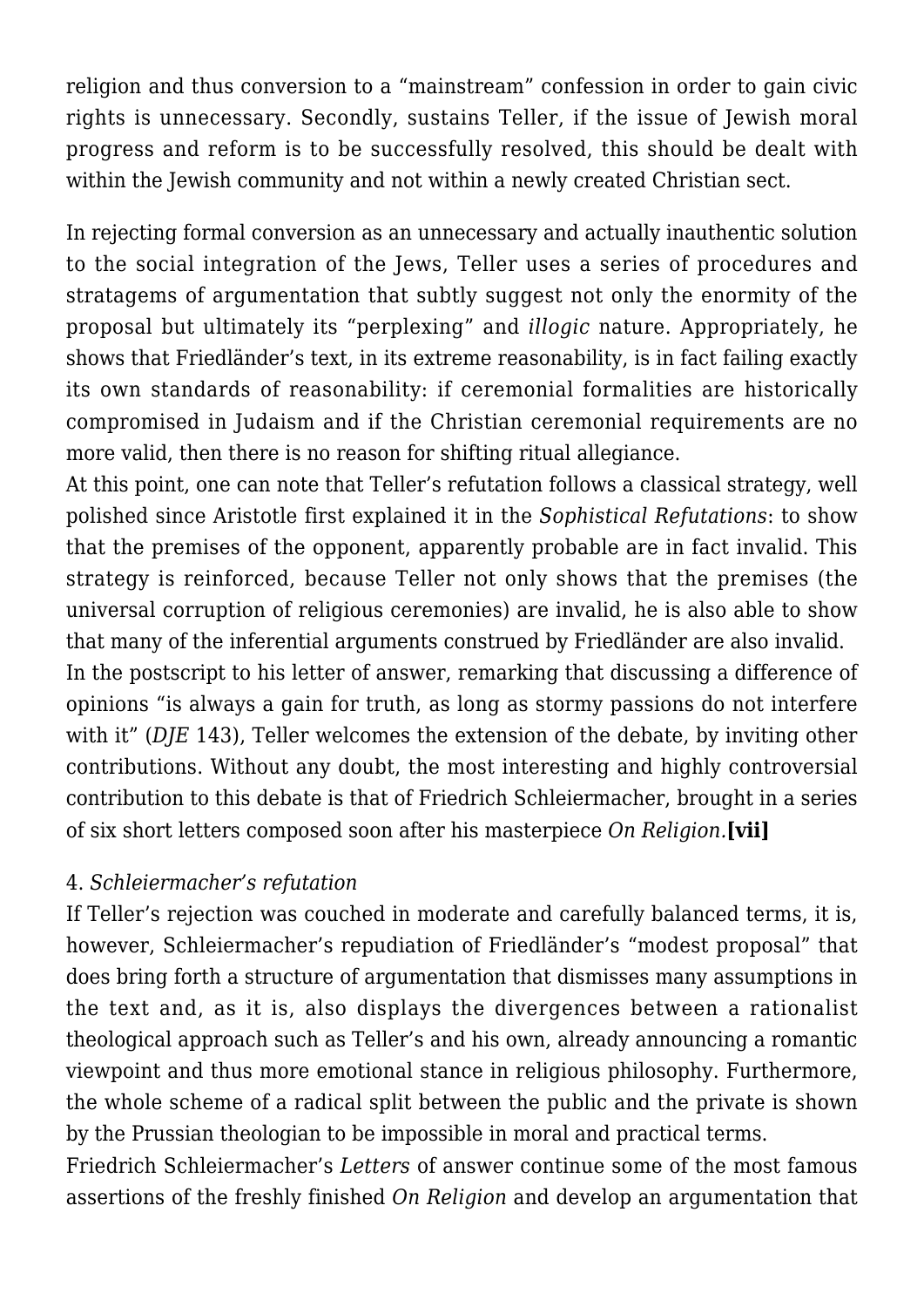religion and thus conversion to a "mainstream" confession in order to gain civic rights is unnecessary. Secondly, sustains Teller, if the issue of Jewish moral progress and reform is to be successfully resolved, this should be dealt with within the Jewish community and not within a newly created Christian sect.

In rejecting formal conversion as an unnecessary and actually inauthentic solution to the social integration of the Jews, Teller uses a series of procedures and stratagems of argumentation that subtly suggest not only the enormity of the proposal but ultimately its "perplexing" and *illogic* nature. Appropriately, he shows that Friedländer's text, in its extreme reasonability, is in fact failing exactly its own standards of reasonability: if ceremonial formalities are historically compromised in Judaism and if the Christian ceremonial requirements are no more valid, then there is no reason for shifting ritual allegiance.

At this point, one can note that Teller's refutation follows a classical strategy, well polished since Aristotle first explained it in the *Sophistical Refutations*: to show that the premises of the opponent, apparently probable are in fact invalid. This strategy is reinforced, because Teller not only shows that the premises (the universal corruption of religious ceremonies) are invalid, he is also able to show that many of the inferential arguments construed by Friedländer are also invalid.

In the postscript to his letter of answer, remarking that discussing a difference of opinions "is always a gain for truth, as long as stormy passions do not interfere with it" (*DJE* 143), Teller welcomes the extension of the debate, by inviting other contributions. Without any doubt, the most interesting and highly controversial contribution to this debate is that of Friedrich Schleiermacher, brought in a series of six short letters composed soon after his masterpiece *On Religion*.**[vii]**

### 4. *Schleiermacher's refutation*

If Teller's rejection was couched in moderate and carefully balanced terms, it is, however, Schleiermacher's repudiation of Friedländer's "modest proposal" that does bring forth a structure of argumentation that dismisses many assumptions in the text and, as it is, also displays the divergences between a rationalist theological approach such as Teller's and his own, already announcing a romantic viewpoint and thus more emotional stance in religious philosophy. Furthermore, the whole scheme of a radical split between the public and the private is shown by the Prussian theologian to be impossible in moral and practical terms.

Friedrich Schleiermacher's *Letters* of answer continue some of the most famous assertions of the freshly finished *On Religion* and develop an argumentation that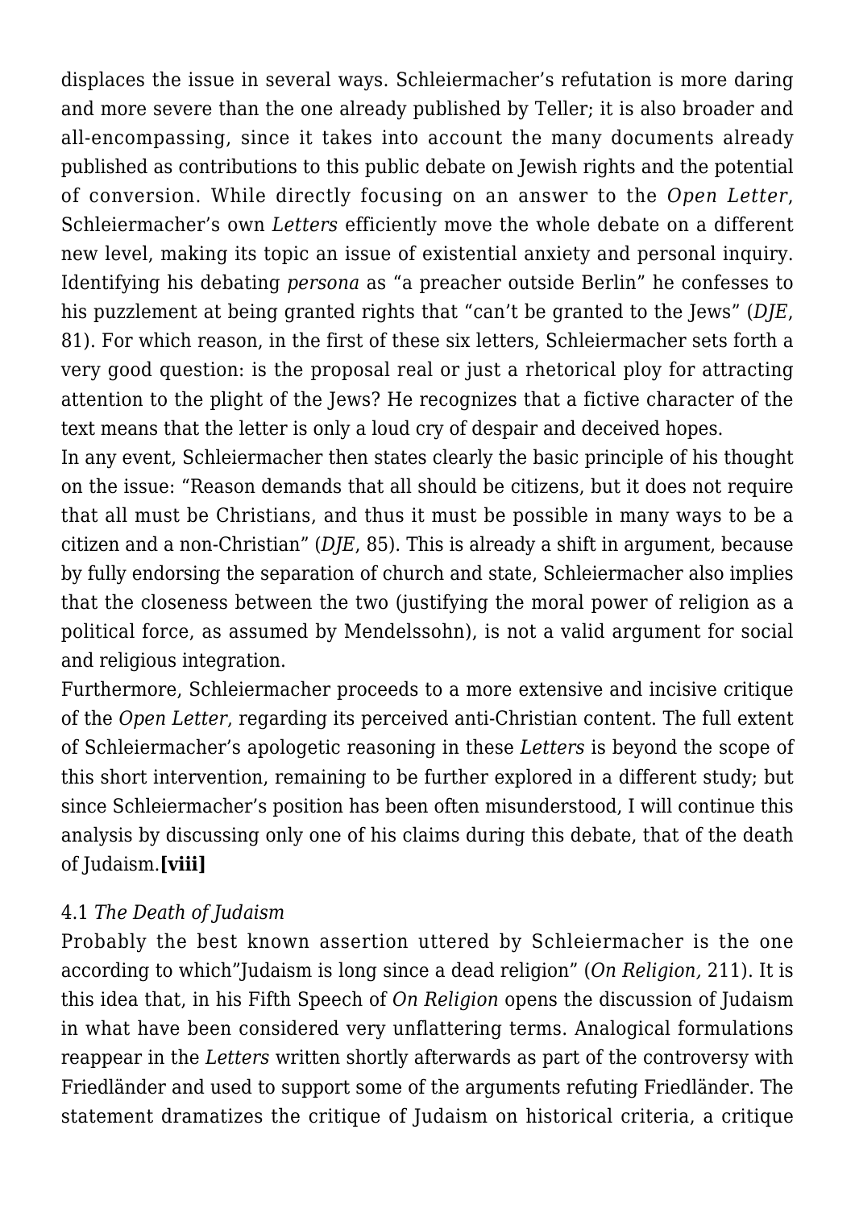displaces the issue in several ways. Schleiermacher's refutation is more daring and more severe than the one already published by Teller; it is also broader and all-encompassing, since it takes into account the many documents already published as contributions to this public debate on Jewish rights and the potential of conversion. While directly focusing on an answer to the *Open Letter*, Schleiermacher's own *Letters* efficiently move the whole debate on a different new level, making its topic an issue of existential anxiety and personal inquiry. Identifying his debating *persona* as "a preacher outside Berlin" he confesses to his puzzlement at being granted rights that "can't be granted to the Jews" (*DJE*, 81). For which reason, in the first of these six letters, Schleiermacher sets forth a very good question: is the proposal real or just a rhetorical ploy for attracting attention to the plight of the Jews? He recognizes that a fictive character of the text means that the letter is only a loud cry of despair and deceived hopes.

In any event, Schleiermacher then states clearly the basic principle of his thought on the issue: "Reason demands that all should be citizens, but it does not require that all must be Christians, and thus it must be possible in many ways to be a citizen and a non-Christian" (*DJE*, 85). This is already a shift in argument, because by fully endorsing the separation of church and state, Schleiermacher also implies that the closeness between the two (justifying the moral power of religion as a political force, as assumed by Mendelssohn), is not a valid argument for social and religious integration.

Furthermore, Schleiermacher proceeds to a more extensive and incisive critique of the *Open Letter*, regarding its perceived anti-Christian content. The full extent of Schleiermacher's apologetic reasoning in these *Letters* is beyond the scope of this short intervention, remaining to be further explored in a different study; but since Schleiermacher's position has been often misunderstood, I will continue this analysis by discussing only one of his claims during this debate, that of the death of Judaism.**[viii]**

### 4.1 *The Death of Judaism*

Probably the best known assertion uttered by Schleiermacher is the one according to which"Judaism is long since a dead religion" (*On Religion,* 211). It is this idea that, in his Fifth Speech of *On Religion* opens the discussion of Judaism in what have been considered very unflattering terms. Analogical formulations reappear in the *Letters* written shortly afterwards as part of the controversy with Friedländer and used to support some of the arguments refuting Friedländer. The statement dramatizes the critique of Judaism on historical criteria, a critique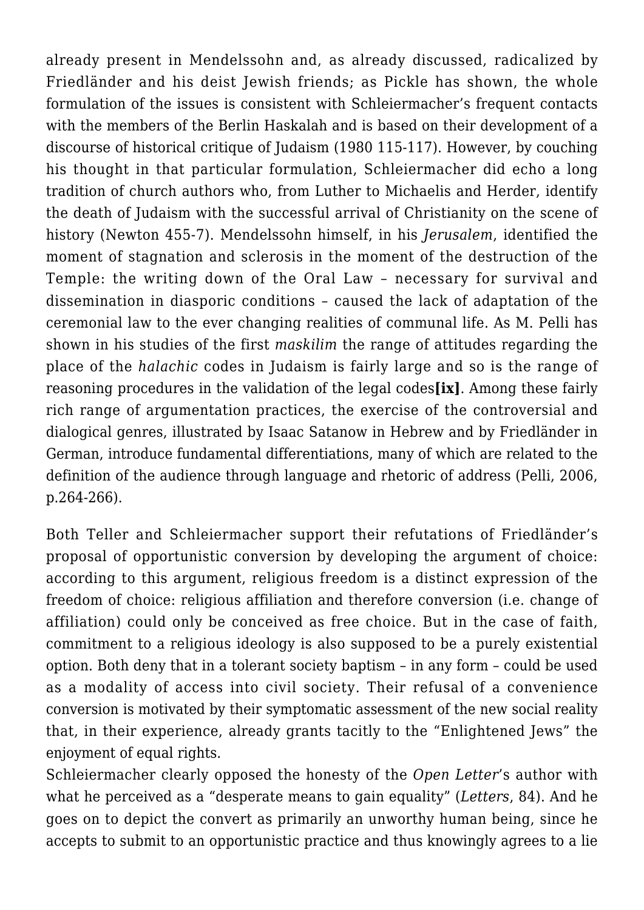already present in Mendelssohn and, as already discussed, radicalized by Friedländer and his deist Jewish friends; as Pickle has shown, the whole formulation of the issues is consistent with Schleiermacher's frequent contacts with the members of the Berlin Haskalah and is based on their development of a discourse of historical critique of Judaism (1980 115-117). However, by couching his thought in that particular formulation, Schleiermacher did echo a long tradition of church authors who, from Luther to Michaelis and Herder, identify the death of Judaism with the successful arrival of Christianity on the scene of history (Newton 455-7). Mendelssohn himself, in his *Jerusalem*, identified the moment of stagnation and sclerosis in the moment of the destruction of the Temple: the writing down of the Oral Law – necessary for survival and dissemination in diasporic conditions – caused the lack of adaptation of the ceremonial law to the ever changing realities of communal life. As M. Pelli has shown in his studies of the first *maskilim* the range of attitudes regarding the place of the *halachic* codes in Judaism is fairly large and so is the range of reasoning procedures in the validation of the legal codes**[ix]**. Among these fairly rich range of argumentation practices, the exercise of the controversial and dialogical genres, illustrated by Isaac Satanow in Hebrew and by Friedländer in German, introduce fundamental differentiations, many of which are related to the definition of the audience through language and rhetoric of address (Pelli, 2006, p.264-266).

Both Teller and Schleiermacher support their refutations of Friedländer's proposal of opportunistic conversion by developing the argument of choice: according to this argument, religious freedom is a distinct expression of the freedom of choice: religious affiliation and therefore conversion (i.e. change of affiliation) could only be conceived as free choice. But in the case of faith, commitment to a religious ideology is also supposed to be a purely existential option. Both deny that in a tolerant society baptism – in any form – could be used as a modality of access into civil society. Their refusal of a convenience conversion is motivated by their symptomatic assessment of the new social reality that, in their experience, already grants tacitly to the "Enlightened Jews" the enjoyment of equal rights.

Schleiermacher clearly opposed the honesty of the *Open Letter*'s author with what he perceived as a "desperate means to gain equality" (*Letters*, 84). And he goes on to depict the convert as primarily an unworthy human being, since he accepts to submit to an opportunistic practice and thus knowingly agrees to a lie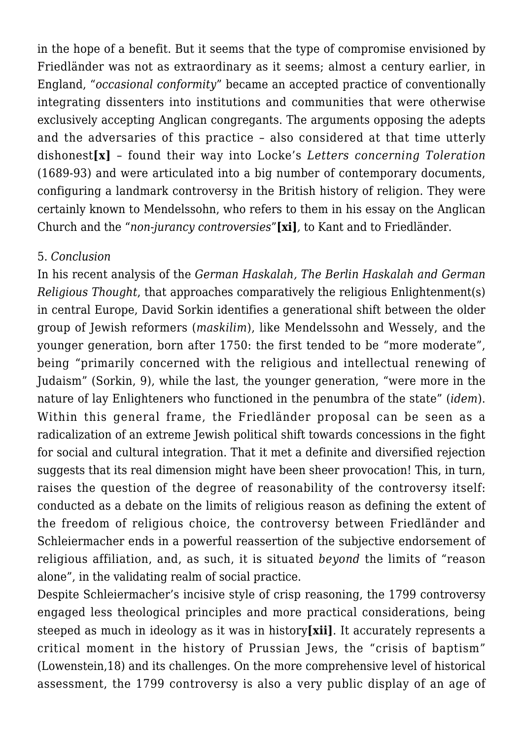in the hope of a benefit. But it seems that the type of compromise envisioned by Friedländer was not as extraordinary as it seems; almost a century earlier, in England, "*occasional conformity*" became an accepted practice of conventionally integrating dissenters into institutions and communities that were otherwise exclusively accepting Anglican congregants. The arguments opposing the adepts and the adversaries of this practice – also considered at that time utterly dishonest**[x]** – found their way into Locke's *Letters concerning Toleration* (1689-93) and were articulated into a big number of contemporary documents, configuring a landmark controversy in the British history of religion. They were certainly known to Mendelssohn, who refers to them in his essay on the Anglican Church and the "*non-jurancy controversies*"**[xi]***,* to Kant and to Friedländer.

5. *Conclusion*

In his recent analysis of the *German Haskalah, The Berlin Haskalah and German Religious Thought*, that approaches comparatively the religious Enlightenment(s) in central Europe, David Sorkin identifies a generational shift between the older group of Jewish reformers (*maskilim*), like Mendelssohn and Wessely, and the younger generation, born after 1750: the first tended to be "more moderate", being "primarily concerned with the religious and intellectual renewing of Judaism" (Sorkin, 9), while the last, the younger generation, "were more in the nature of lay Enlighteners who functioned in the penumbra of the state" (*idem*). Within this general frame, the Friedländer proposal can be seen as a radicalization of an extreme Jewish political shift towards concessions in the fight for social and cultural integration. That it met a definite and diversified rejection suggests that its real dimension might have been sheer provocation! This, in turn, raises the question of the degree of reasonability of the controversy itself: conducted as a debate on the limits of religious reason as defining the extent of the freedom of religious choice, the controversy between Friedländer and Schleiermacher ends in a powerful reassertion of the subjective endorsement of religious affiliation, and, as such, it is situated *beyond* the limits of "reason alone", in the validating realm of social practice.

Despite Schleiermacher's incisive style of crisp reasoning, the 1799 controversy engaged less theological principles and more practical considerations, being steeped as much in ideology as it was in history**[xii]**. It accurately represents a critical moment in the history of Prussian Jews, the "crisis of baptism" (Lowenstein,18) and its challenges. On the more comprehensive level of historical assessment, the 1799 controversy is also a very public display of an age of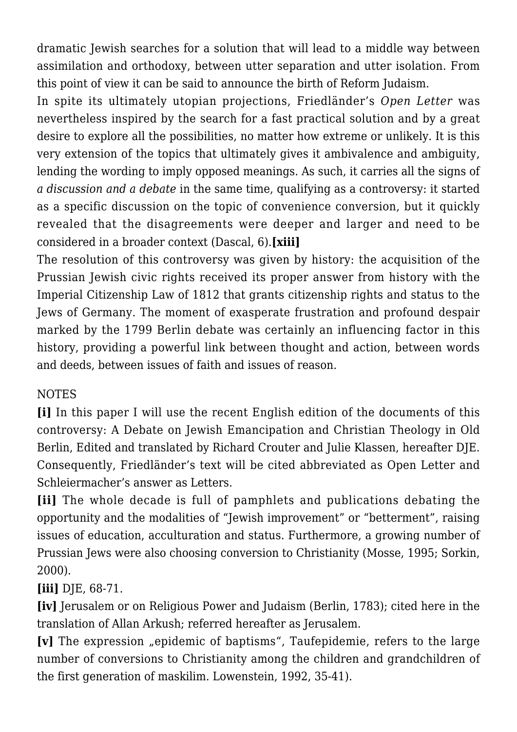dramatic Jewish searches for a solution that will lead to a middle way between assimilation and orthodoxy, between utter separation and utter isolation. From this point of view it can be said to announce the birth of Reform Judaism.

In spite its ultimately utopian projections, Friedländer's *Open Letter* was nevertheless inspired by the search for a fast practical solution and by a great desire to explore all the possibilities, no matter how extreme or unlikely. It is this very extension of the topics that ultimately gives it ambivalence and ambiguity, lending the wording to imply opposed meanings. As such, it carries all the signs of *a discussion and a debate* in the same time, qualifying as a controversy: it started as a specific discussion on the topic of convenience conversion, but it quickly revealed that the disagreements were deeper and larger and need to be considered in a broader context (Dascal, 6).**[xiii]**

The resolution of this controversy was given by history: the acquisition of the Prussian Jewish civic rights received its proper answer from history with the Imperial Citizenship Law of 1812 that grants citizenship rights and status to the Jews of Germany. The moment of exasperate frustration and profound despair marked by the 1799 Berlin debate was certainly an influencing factor in this history, providing a powerful link between thought and action, between words and deeds, between issues of faith and issues of reason.

NOTES

**[i]** In this paper I will use the recent English edition of the documents of this controversy: A Debate on Jewish Emancipation and Christian Theology in Old Berlin, Edited and translated by Richard Crouter and Julie Klassen, hereafter DJE. Consequently, Friedländer's text will be cited abbreviated as Open Letter and Schleiermacher's answer as Letters.

**[ii]** The whole decade is full of pamphlets and publications debating the opportunity and the modalities of "Jewish improvement" or "betterment", raising issues of education, acculturation and status. Furthermore, a growing number of Prussian Jews were also choosing conversion to Christianity (Mosse, 1995; Sorkin, 2000).

**[iii]** DJE, 68-71.

**[iv]** Jerusalem or on Religious Power and Judaism (Berlin, 1783); cited here in the translation of Allan Arkush; referred hereafter as Jerusalem.

**[v]** The expression „epidemic of baptisms", Taufepidemie, refers to the large number of conversions to Christianity among the children and grandchildren of the first generation of maskilim. Lowenstein, 1992, 35-41).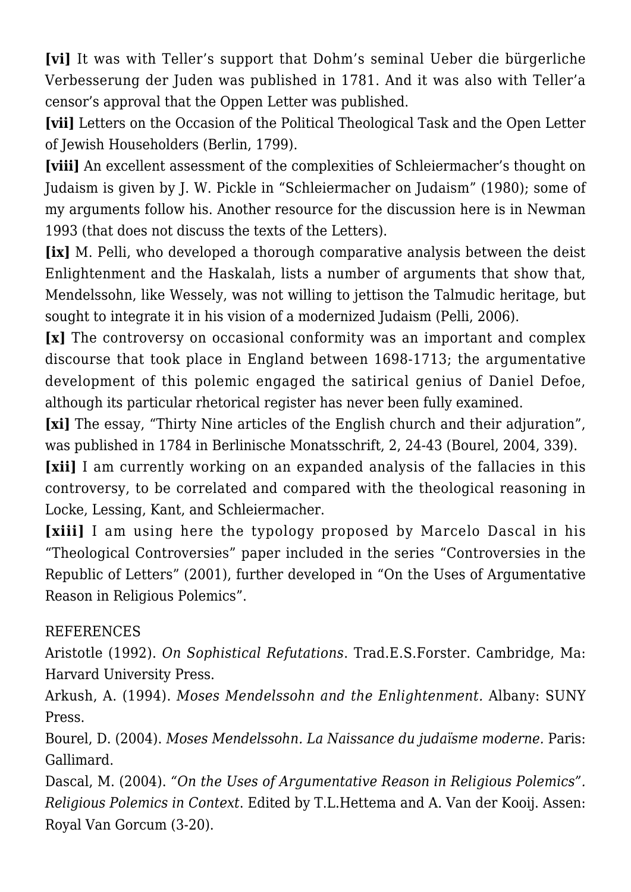**[vi]** It was with Teller's support that Dohm's seminal Ueber die bürgerliche Verbesserung der Juden was published in 1781. And it was also with Teller'a censor's approval that the Oppen Letter was published.

**[vii]** Letters on the Occasion of the Political Theological Task and the Open Letter of Jewish Householders (Berlin, 1799).

**[viii]** An excellent assessment of the complexities of Schleiermacher's thought on Judaism is given by J. W. Pickle in "Schleiermacher on Judaism" (1980); some of my arguments follow his. Another resource for the discussion here is in Newman 1993 (that does not discuss the texts of the Letters).

**[ix]** M. Pelli, who developed a thorough comparative analysis between the deist Enlightenment and the Haskalah, lists a number of arguments that show that, Mendelssohn, like Wessely, was not willing to jettison the Talmudic heritage, but sought to integrate it in his vision of a modernized Judaism (Pelli, 2006).

**[x]** The controversy on occasional conformity was an important and complex discourse that took place in England between 1698-1713; the argumentative development of this polemic engaged the satirical genius of Daniel Defoe, although its particular rhetorical register has never been fully examined.

**[xi]** The essay, "Thirty Nine articles of the English church and their adjuration", was published in 1784 in Berlinische Monatsschrift, 2, 24-43 (Bourel, 2004, 339).

**[xii]** I am currently working on an expanded analysis of the fallacies in this controversy, to be correlated and compared with the theological reasoning in Locke, Lessing, Kant, and Schleiermacher.

**[xiii]** I am using here the typology proposed by Marcelo Dascal in his "Theological Controversies" paper included in the series "Controversies in the Republic of Letters" (2001), further developed in "On the Uses of Argumentative Reason in Religious Polemics".

REFERENCES

Aristotle (1992). *On Sophistical Refutations*. Trad.E.S.Forster. Cambridge, Ma: Harvard University Press.

Arkush, A. (1994). *Moses Mendelssohn and the Enlightenment.* Albany: SUNY Press.

Bourel, D. (2004). *Moses Mendelssohn. La Naissance du judaïsme moderne.* Paris: Gallimard.

Dascal, M. (2004). *"On the Uses of Argumentative Reason in Religious Polemics". Religious Polemics in Context*. Edited by T.L.Hettema and A. Van der Kooij. Assen: Royal Van Gorcum (3-20).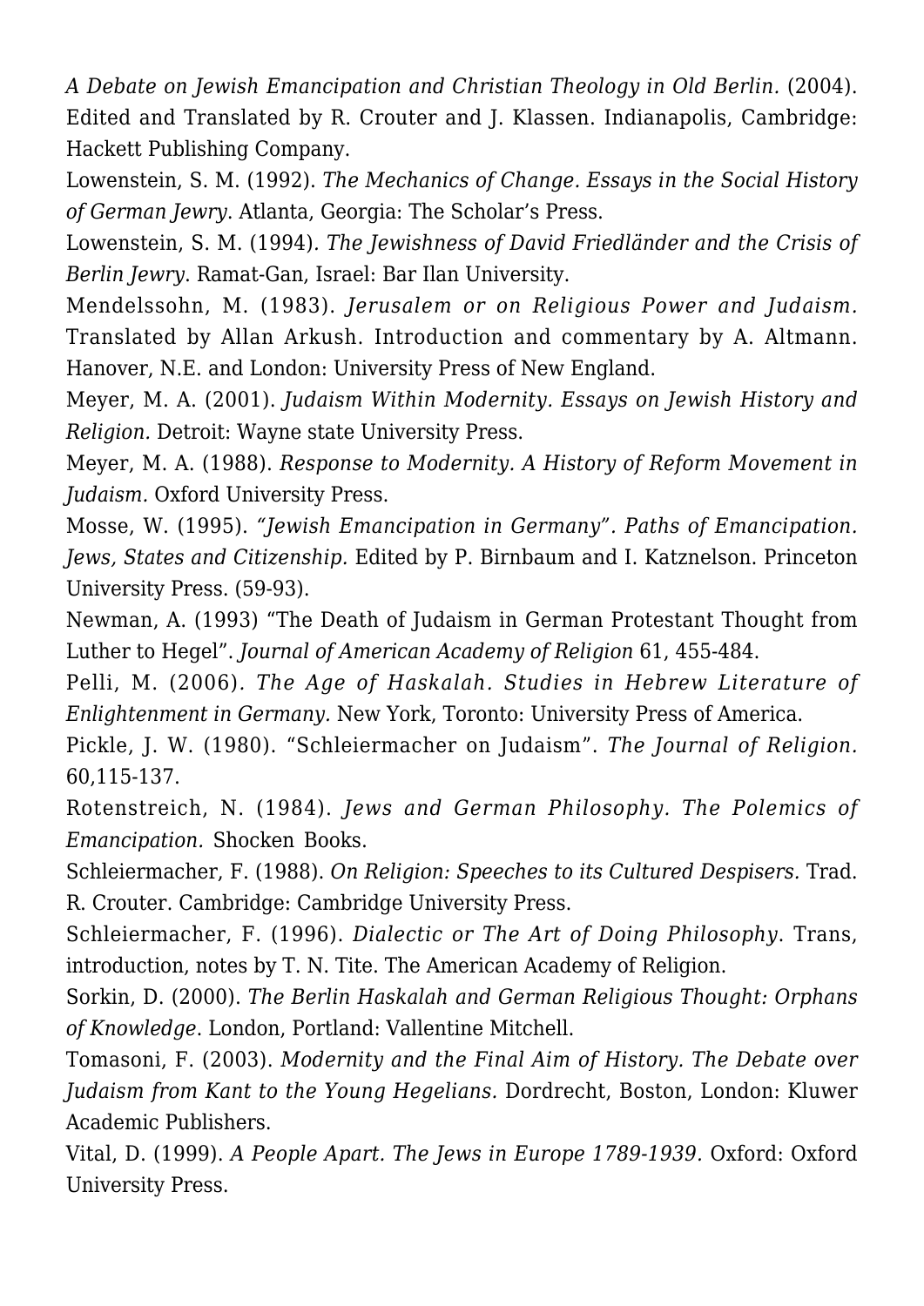*A Debate on Jewish Emancipation and Christian Theology in Old Berlin.* (2004). Edited and Translated by R. Crouter and J. Klassen. Indianapolis, Cambridge: Hackett Publishing Company.

Lowenstein, S. M. (1992). *The Mechanics of Change. Essays in the Social History of German Jewry*. Atlanta, Georgia: The Scholar's Press.

Lowenstein, S. M. (1994). *The Jewishness of David Friedländer and the Crisis of Berlin Jewry*. Ramat-Gan, Israel: Bar Ilan University.

Mendelssohn, M. (1983). *Jerusalem or on Religious Power and Judaism.* Translated by Allan Arkush. Introduction and commentary by A. Altmann. Hanover, N.E. and London: University Press of New England.

Meyer, M. A. (2001). *Judaism Within Modernity. Essays on Jewish History and Religion.* Detroit: Wayne state University Press.

Meyer, M. A. (1988). *Response to Modernity. A History of Reform Movement in Judaism.* Oxford University Press.

Mosse, W. (1995). *"Jewish Emancipation in Germany". Paths of Emancipation. Jews, States and Citizenship.* Edited by P. Birnbaum and I. Katznelson. Princeton University Press. (59-93).

Newman, A. (1993) "The Death of Judaism in German Protestant Thought from Luther to Hegel". *Journal of American Academy of Religion* 61, 455-484.

Pelli, M. (2006). *The Age of Haskalah. Studies in Hebrew Literature of Enlightenment in Germany*. New York, Toronto: University Press of America.

Pickle, J. W. (1980). "Schleiermacher on Judaism". *The Journal of Religion.* 60,115-137.

Rotenstreich, N. (1984). *Jews and German Philosophy. The Polemics of Emancipation.* Shocken Books.

Schleiermacher, F. (1988). *On Religion: Speeches to its Cultured Despisers.* Trad. R. Crouter. Cambridge: Cambridge University Press.

Schleiermacher, F. (1996). *Dialectic or The Art of Doing Philosophy*. Trans, introduction, notes by T. N. Tite. The American Academy of Religion.

Sorkin, D. (2000). *The Berlin Haskalah and German Religious Thought: Orphans of Knowledge*. London, Portland: Vallentine Mitchell.

Tomasoni, F. (2003). *Modernity and the Final Aim of History. The Debate over Judaism from Kant to the Young Hegelians.* Dordrecht, Boston, London: Kluwer Academic Publishers.

Vital, D. (1999). *A People Apart. The Jews in Europe 1789-1939.* Oxford: Oxford University Press.